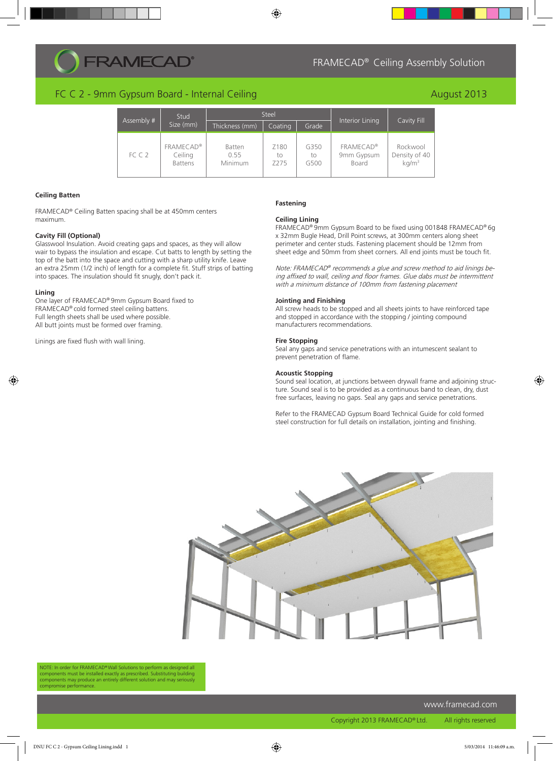# FRAMECAD® Ceiling Assembly Solution

## FC C 2 - 9mm Gypsum Board - Internal Ceiling

August 2013

| Assembly # | Stud Size (mm) | Steel | | | Interior Lining | Cavity Fill |
|---|---|---|---|---|---|---|
| | | Thickness (mm) | Coating | Grade | | |
| FC C 2 | FRAMECAD® Ceiling Battens | Batten 0.55 Minimum | Z180 to Z275 | G350 to G500 | FRAMECAD® 9mm Gypsum Board | Rockwool Density of 40 kg/m$^3$ |

### Ceiling Batten

FRAMECAD® Ceiling Batten spacing shall be at 450mm centers maximum.

### Cavity Fill (Optional)

Glasswool Insulation. Avoid creating gaps and spaces, as they will allow wair to bypass the insulation and escape. Cut batts to length by setting the top of the batt into the space and cutting with a sharp utility knife. Leave an extra 25mm (1/2 inch) of length for a complete fit. Stuff strips of batting into spaces. The insulation should fit snugly, don't pack it.

### Lining

One layer of FRAMECAD® 9mm Gypsum Board fixed to FRAMECAD® cold formed steel ceiling battens.
Full length sheets shall be used where possible.
All butt joints must be formed over framing.

Linings are fixed flush with wall lining.

### Fastening

**Ceiling Lining**
FRAMECAD® 9mm Gypsum Board to be fixed using 001848 FRAMECAD® 6g x 32mm Bugle Head, Drill Point screws, at 300mm centers along sheet perimeter and center studs. Fastening placement should be 12mm from sheet edge and 50mm from sheet corners. All end joints must be touch fit.

*Note: FRAMECAD® recommends a glue and screw method to aid linings being affixed to wall, ceiling and floor frames. Glue dabs must be intermittent with a minimum distance of 100mm from fastening placement*

### Jointing and Finishing

All screw heads to be stopped and all sheets joints to have reinforced tape and stopped in accordance with the stopping / jointing compound manufacturers recommendations.

### Fire Stopping

Seal any gaps and service penetrations with an intumescent sealant to prevent penetration of flame.

### Acoustic Stopping

Sound seal location, at junctions between drywall frame and adjoining structure. Sound seal is to be provided as a continuous band to clean, dry, dust free surfaces, leaving no gaps. Seal any gaps and service penetrations.

Refer to the FRAMECAD Gypsum Board Technical Guide for cold formed steel construction for full details on installation, jointing and finishing.

NOTE: In order for FRAMECAD® Wall Solutions to perform as designed all components must be installed exactly as prescribed. Substituting building components may produce an entirely different solution and may seriously compromise performance.

www.framecad.com

Copyright 2013 FRAMECAD® Ltd. All rights reserved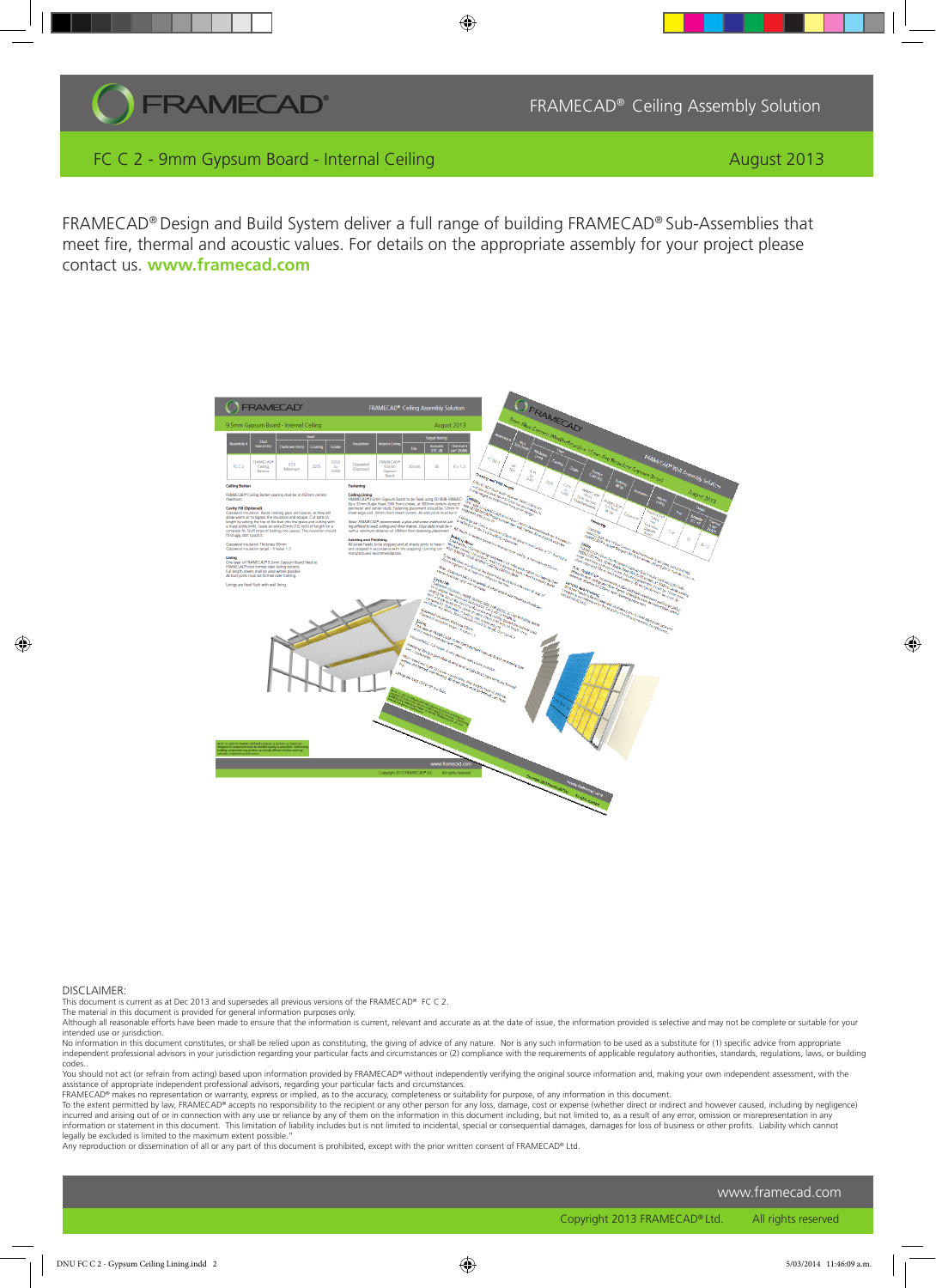# FRAMECAD® Ceiling Assembly Solution

## FC C 2 - 9mm Gypsum Board - Internal Ceiling

August 2013

FRAMECAD® Design and Build System deliver a full range of building FRAMECAD® Sub-Assemblies that meet fire, thermal and acoustic values. For details on the appropriate assembly for your project please contact us. **www.framecad.com**

DISCLAIMER:
This document is current as at Dec 2013 and supersedes all previous versions of the FRAMECAD® FC C 2.
The material in this document is provided for general information purposes only.
Although all reasonable efforts have been made to ensure that the information is current, relevant and accurate as at the date of issue, the information provided is selective and may not be complete or suitable for your intended use or jurisdiction.
No information in this document constitutes, or shall be relied upon as constituting, the giving of advice of any nature. Nor is any such information to be used as a substitute for (1) specific advice from appropriate independent professional advisors in your jurisdiction regarding your particular facts and circumstances or (2) compliance with the requirements of applicable regulatory authorities, standards, regulations, laws, or building codes..
You should not act (or refrain from acting) based upon information provided by FRAMECAD® without independently verifying the original source information and, making your own independent assessment, with the assistance of appropriate independent professional advisors, regarding your particular facts and circumstances.
FRAMECAD® makes no representation or warranty, express or implied, as to the accuracy, completeness or suitability for purpose, of any information in this document.
To the extent permitted by law, FRAMECAD® accepts no responsibility to the recipient or any other person for any loss, damage, cost or expense (whether direct or indirect and however caused, including by negligence) incurred and arising out of or in connection with any use or reliance by any of them on the information in this document including, but not limited to, as a result of any error, omission or misrepresentation in any information or statement in this document. This limitation of liability includes but is not limited to incidental, special or consequential damages, damages for loss of business or other profits. Liability which cannot legally be excluded is limited to the maximum extent possible."
Any reproduction or dissemination of all or any part of this document is prohibited, except with the prior written consent of FRAMECAD® Ltd.

www.framecad.com

Copyright 2013 FRAMECAD® Ltd. All rights reserved